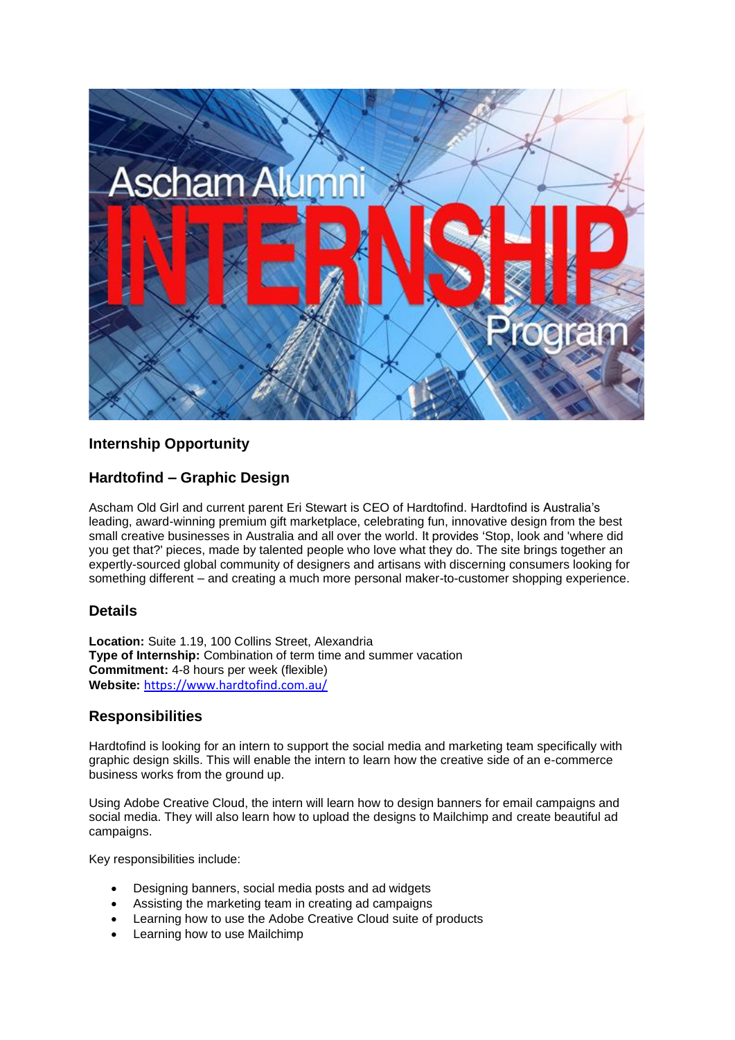## Internship Opportunity

## Hardtofind – Graphic Design

Ascham Old Girl and current parent Eri Stewart is CEO of Hardtofind. Hardtofind is Australia's leading, award-winning premium gift marketplace, celebrating fun, innovative design from the best small creative businesses in Australia and all over the world. It provides 'Stop, look and 'where did you get that?' pieces, made by talented people who love what they do. The site brings together an expertly-sourced global community of designers and artisans with discerning consumers looking for something different – and creating a much more personal maker-to-customer shopping experience.

## Details

**Location:** Suite 1.19, 100 Collins Street, Alexandria
**Type of Internship:** Combination of term time and summer vacation
**Commitment:** 4-8 hours per week (flexible)
**Website:** https://www.hardtofind.com.au/

## Responsibilities

Hardtofind is looking for an intern to support the social media and marketing team specifically with graphic design skills. This will enable the intern to learn how the creative side of an e-commerce business works from the ground up.

Using Adobe Creative Cloud, the intern will learn how to design banners for email campaigns and social media. They will also learn how to upload the designs to Mailchimp and create beautiful ad campaigns.

Key responsibilities include:

- Designing banners, social media posts and ad widgets
- Assisting the marketing team in creating ad campaigns
- Learning how to use the Adobe Creative Cloud suite of products
- Learning how to use Mailchimp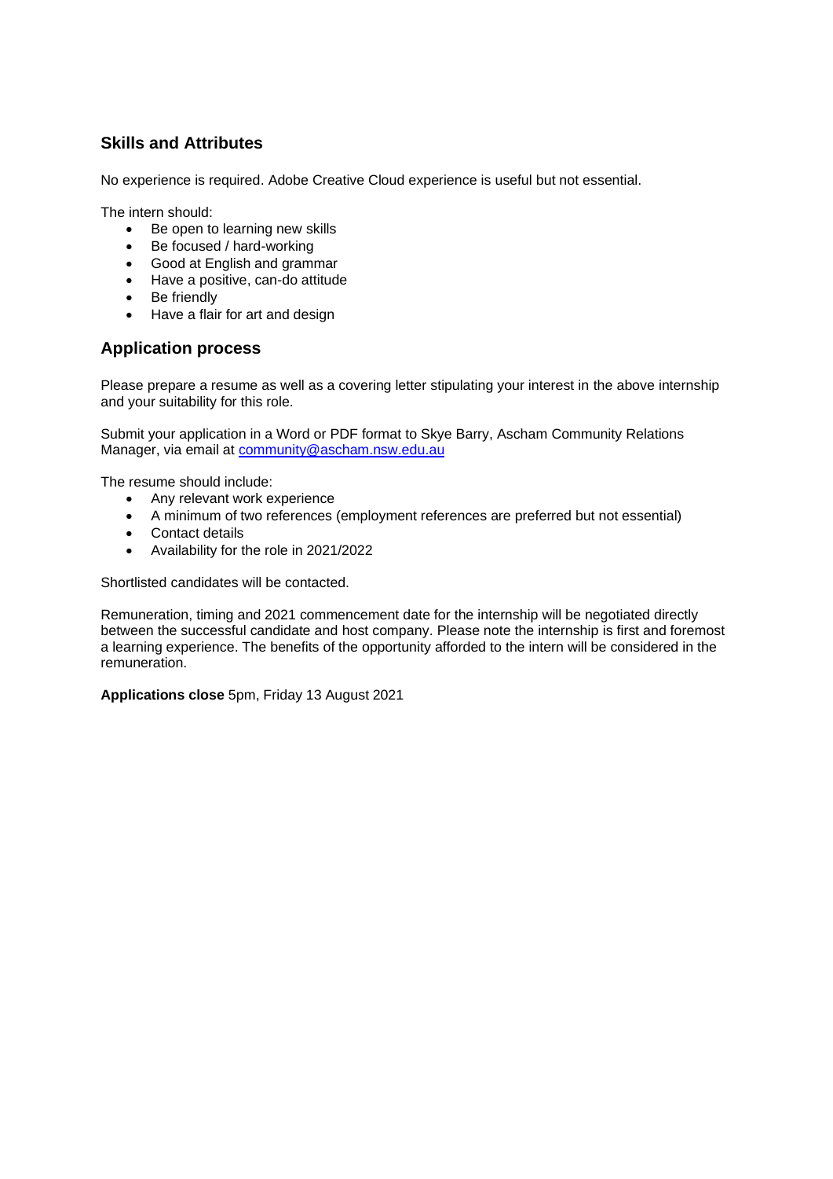## Skills and Attributes

No experience is required. Adobe Creative Cloud experience is useful but not essential.

The intern should:

- Be open to learning new skills
- Be focused / hard-working
- Good at English and grammar
- Have a positive, can-do attitude
- Be friendly
- Have a flair for art and design

## Application process

Please prepare a resume as well as a covering letter stipulating your interest in the above internship and your suitability for this role.

Submit your application in a Word or PDF format to Skye Barry, Ascham Community Relations Manager, via email at community@ascham.nsw.edu.au

The resume should include:

- Any relevant work experience
- A minimum of two references (employment references are preferred but not essential)
- Contact details
- Availability for the role in 2021/2022

Shortlisted candidates will be contacted.

Remuneration, timing and 2021 commencement date for the internship will be negotiated directly between the successful candidate and host company. Please note the internship is first and foremost a learning experience. The benefits of the opportunity afforded to the intern will be considered in the remuneration.

**Applications close** 5pm, Friday 13 August 2021